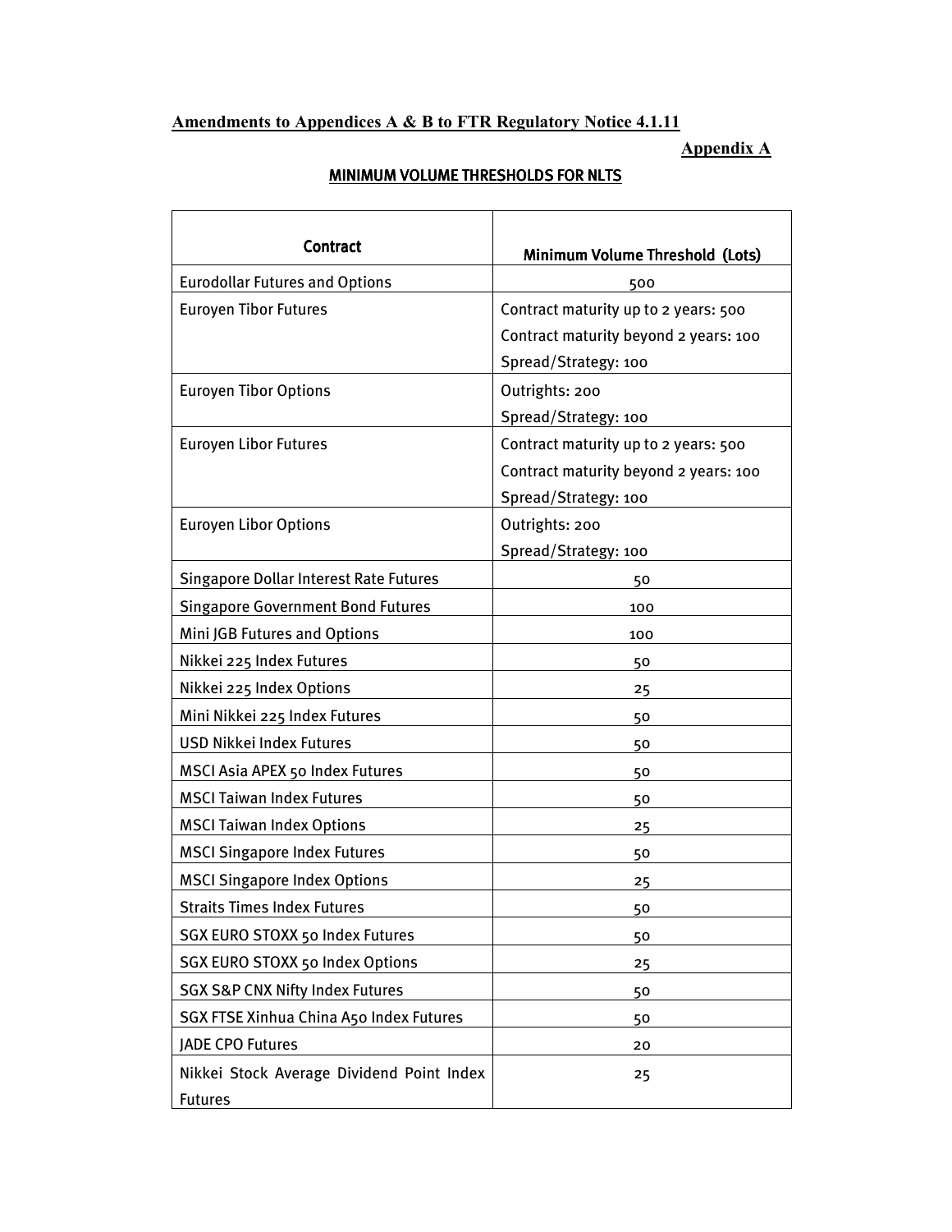**Amendments to Appendices A & B to FTR Regulatory Notice 4.1.11**

**Appendix A**

**MINIMUM VOLUME THRESHOLDS FOR NLTS**

| Contract | Minimum Volume Threshold (Lots) |
|---|---|
| Eurodollar Futures and Options | 500 |
| Euroyen Tibor Futures | Contract maturity up to 2 years: 500<br>Contract maturity beyond 2 years: 100<br>Spread/Strategy: 100 |
| Euroyen Tibor Options | Outrights: 200<br>Spread/Strategy: 100 |
| Euroyen Libor Futures | Contract maturity up to 2 years: 500<br>Contract maturity beyond 2 years: 100<br>Spread/Strategy: 100 |
| Euroyen Libor Options | Outrights: 200<br>Spread/Strategy: 100 |
| Singapore Dollar Interest Rate Futures | 50 |
| Singapore Government Bond Futures | 100 |
| Mini JGB Futures and Options | 100 |
| Nikkei 225 Index Futures | 50 |
| Nikkei 225 Index Options | 25 |
| Mini Nikkei 225 Index Futures | 50 |
| USD Nikkei Index Futures | 50 |
| MSCI Asia APEX 50 Index Futures | 50 |
| MSCI Taiwan Index Futures | 50 |
| MSCI Taiwan Index Options | 25 |
| MSCI Singapore Index Futures | 50 |
| MSCI Singapore Index Options | 25 |
| Straits Times Index Futures | 50 |
| SGX EURO STOXX 50 Index Futures | 50 |
| SGX EURO STOXX 50 Index Options | 25 |
| SGX S&P CNX Nifty Index Futures | 50 |
| SGX FTSE Xinhua China A50 Index Futures | 50 |
| JADE CPO Futures | 20 |
| Nikkei Stock Average Dividend Point Index Futures | 25 |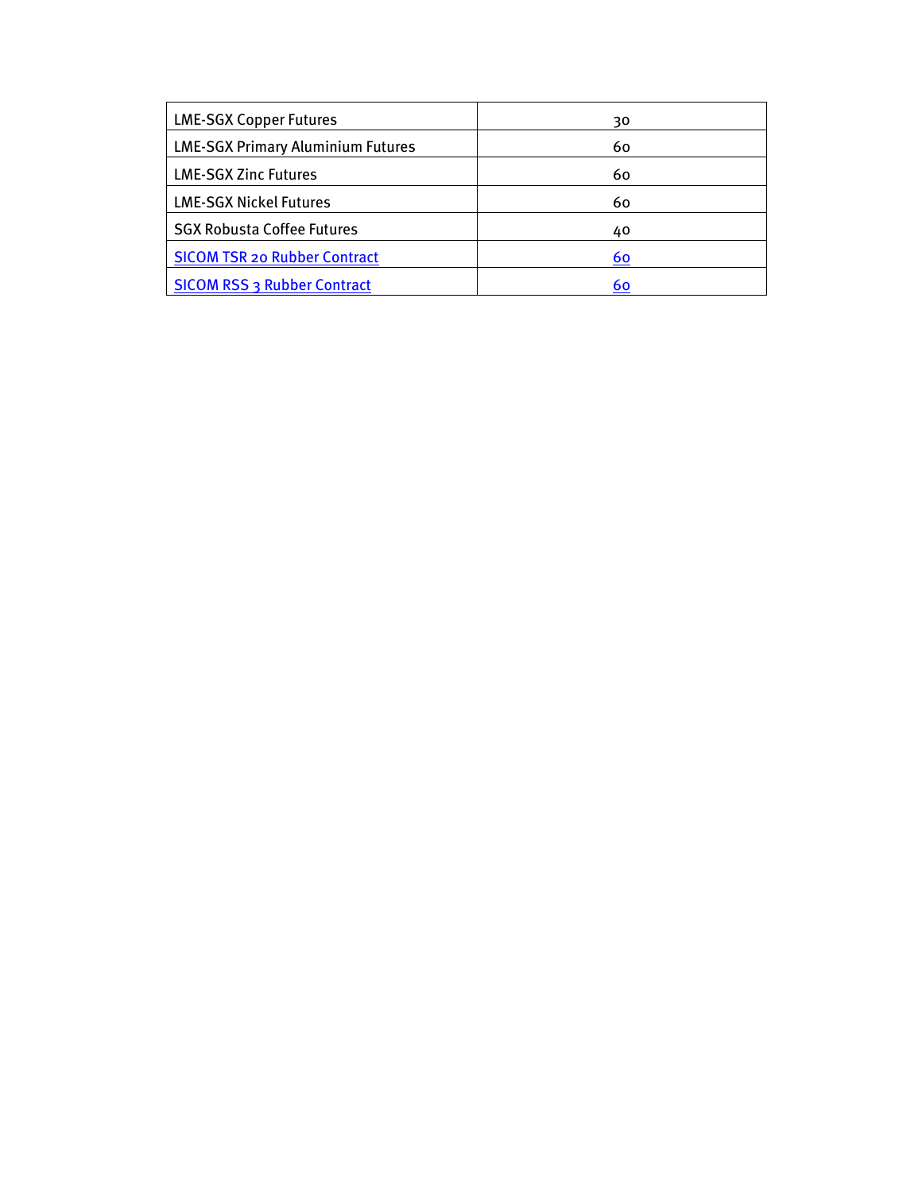| LME-SGX Copper Futures | 30 |
| --- | --- |
| LME-SGX Primary Aluminium Futures | 60 |
| LME-SGX Zinc Futures | 60 |
| LME-SGX Nickel Futures | 60 |
| SGX Robusta Coffee Futures | 40 |
| SICOM TSR 20 Rubber Contract | 60 |
| SICOM RSS 3 Rubber Contract | 60 |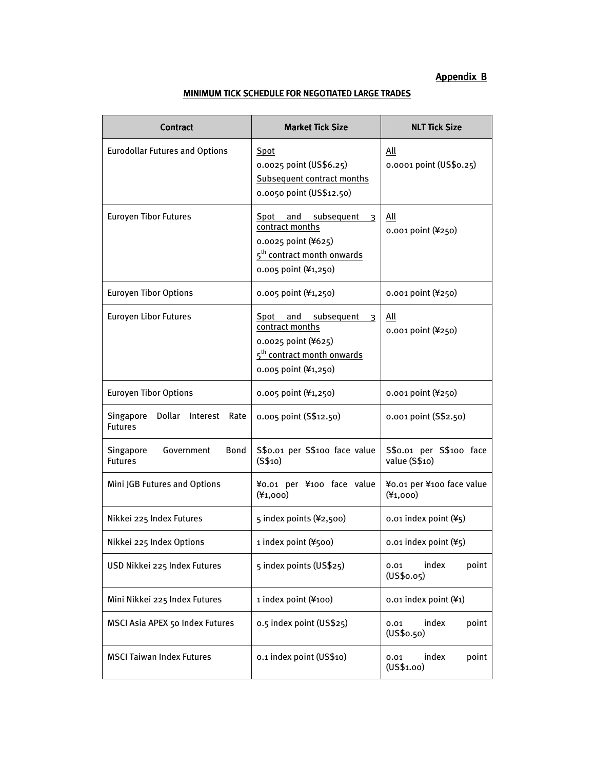Appendix B

**MINIMUM TICK SCHEDULE FOR NEGOTIATED LARGE TRADES**

| Contract | Market Tick Size | NLT Tick Size |
|---|---|---|
| Eurodollar Futures and Options | Spot<br>0.0025 point (US$6.25)<br>Subsequent contract months<br>0.0050 point (US$12.50) | All<br>0.0001 point (US$0.25) |
| Euroyen Tibor Futures | Spot and subsequent 3 contract months<br>0.0025 point (¥625)<br>5th contract month onwards<br>0.005 point (¥1,250) | All<br>0.001 point (¥250) |
| Euroyen Tibor Options | 0.005 point (¥1,250) | 0.001 point (¥250) |
| Euroyen Libor Futures | Spot and subsequent 3 contract months<br>0.0025 point (¥625)<br>5th contract month onwards<br>0.005 point (¥1,250) | All<br>0.001 point (¥250) |
| Euroyen Tibor Options | 0.005 point (¥1,250) | 0.001 point (¥250) |
| Singapore Dollar Interest Rate Futures | 0.005 point (S$12.50) | 0.001 point (S$2.50) |
| Singapore Government Bond Futures | S$0.01 per S$100 face value (S$10) | S$0.01 per S$100 face value (S$10) |
| Mini JGB Futures and Options | ¥0.01 per ¥100 face value (¥1,000) | ¥0.01 per ¥100 face value (¥1,000) |
| Nikkei 225 Index Futures | 5 index points (¥2,500) | 0.01 index point (¥5) |
| Nikkei 225 Index Options | 1 index point (¥500) | 0.01 index point (¥5) |
| USD Nikkei 225 Index Futures | 5 index points (US$25) | 0.01 index point (US$0.05) |
| Mini Nikkei 225 Index Futures | 1 index point (¥100) | 0.01 index point (¥1) |
| MSCI Asia APEX 50 Index Futures | 0.5 index point (US$25) | 0.01 index point (US$0.50) |
| MSCI Taiwan Index Futures | 0.1 index point (US$10) | 0.01 index point (US$1.00) |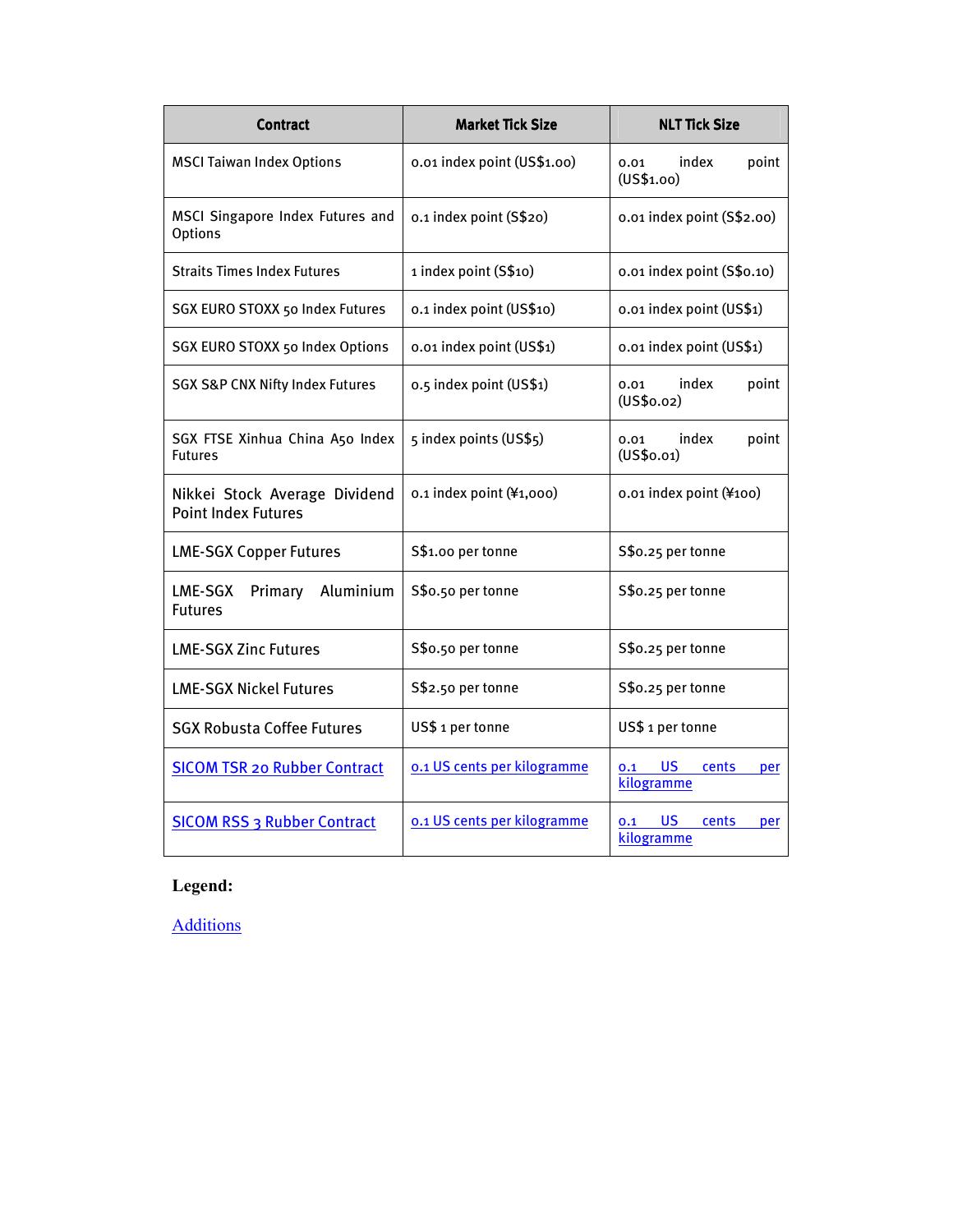| Contract | Market Tick Size | NLT Tick Size |
|---|---|---|
| MSCI Taiwan Index Options | 0.01 index point (US$1.00) | 0.01 index point (US$1.00) |
| MSCI Singapore Index Futures and Options | 0.1 index point (S$20) | 0.01 index point (S$2.00) |
| Straits Times Index Futures | 1 index point (S$10) | 0.01 index point (S$0.10) |
| SGX EURO STOXX 50 Index Futures | 0.1 index point (US$10) | 0.01 index point (US$1) |
| SGX EURO STOXX 50 Index Options | 0.01 index point (US$1) | 0.01 index point (US$1) |
| SGX S&P CNX Nifty Index Futures | 0.5 index point (US$1) | 0.01 index point (US$0.02) |
| SGX FTSE Xinhua China A50 Index Futures | 5 index points (US$5) | 0.01 index point (US$0.01) |
| Nikkei Stock Average Dividend Point Index Futures | 0.1 index point (¥1,000) | 0.01 index point (¥100) |
| LME-SGX Copper Futures | S$1.00 per tonne | S$0.25 per tonne |
| LME-SGX Primary Aluminium Futures | S$0.50 per tonne | S$0.25 per tonne |
| LME-SGX Zinc Futures | S$0.50 per tonne | S$0.25 per tonne |
| LME-SGX Nickel Futures | S$2.50 per tonne | S$0.25 per tonne |
| SGX Robusta Coffee Futures | US$ 1 per tonne | US$ 1 per tonne |
| SICOM TSR 20 Rubber Contract | 0.1 US cents per kilogramme | 0.1 US cents per kilogramme |
| SICOM RSS 3 Rubber Contract | 0.1 US cents per kilogramme | 0.1 US cents per kilogramme |

**Legend:**

Additions